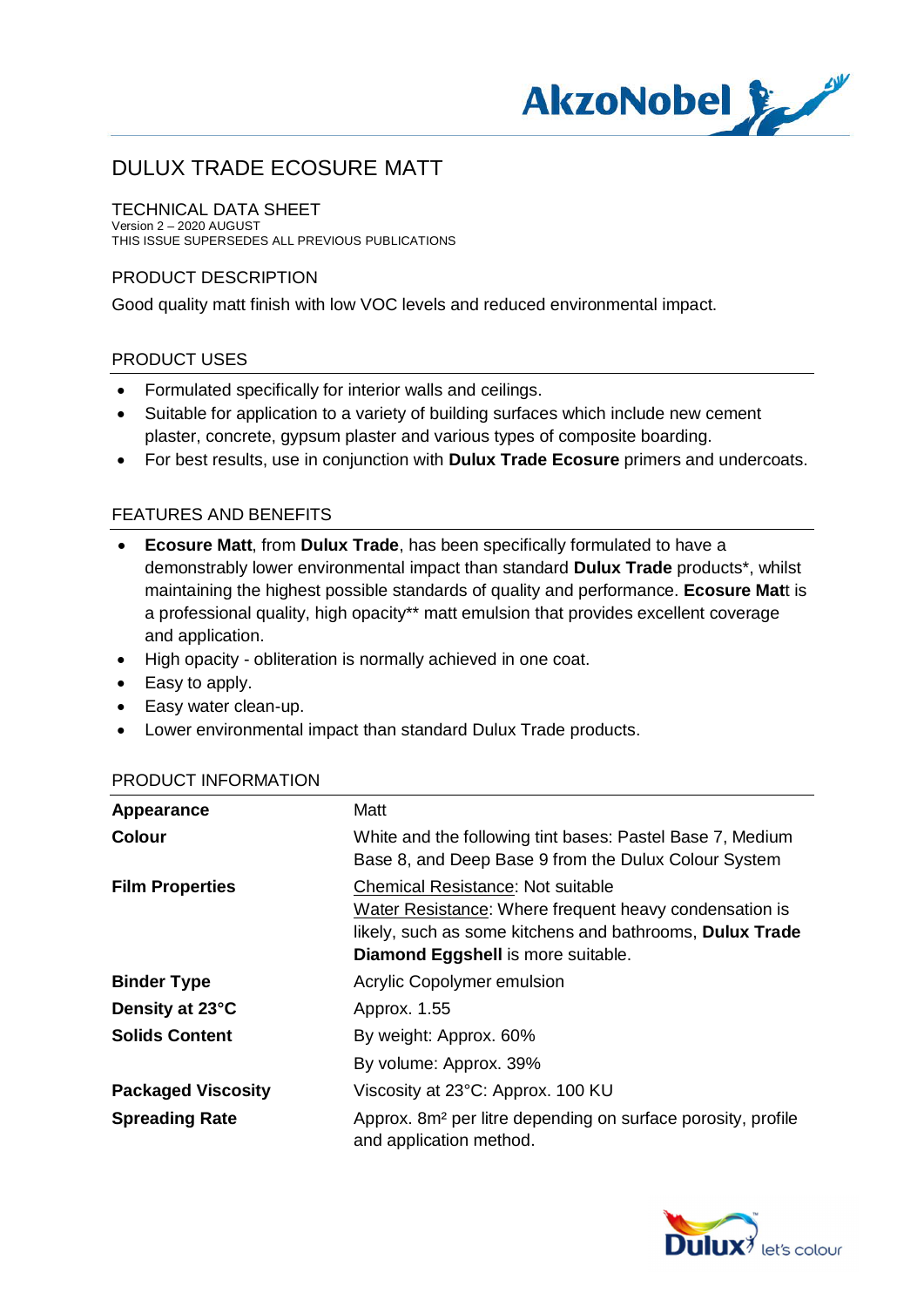# DULUX TRADE ECOSURE MATT

## TECHNICAL DATA SHEET

Version 2 – 2020 AUGUST
THIS ISSUE SUPERSEDES ALL PREVIOUS PUBLICATIONS

## PRODUCT DESCRIPTION

Good quality matt finish with low VOC levels and reduced environmental impact.

## PRODUCT USES

- Formulated specifically for interior walls and ceilings.
- Suitable for application to a variety of building surfaces which include new cement plaster, concrete, gypsum plaster and various types of composite boarding.
- For best results, use in conjunction with **Dulux Trade Ecosure** primers and undercoats.

## FEATURES AND BENEFITS

- **Ecosure Matt**, from **Dulux Trade**, has been specifically formulated to have a demonstrably lower environmental impact than standard **Dulux Trade** products*, whilst maintaining the highest possible standards of quality and performance. **Ecosure Matt** is a professional quality, high opacity** matt emulsion that provides excellent coverage and application.
- High opacity - obliteration is normally achieved in one coat.
- Easy to apply.
- Easy water clean-up.
- Lower environmental impact than standard Dulux Trade products.

## PRODUCT INFORMATION

| | |
|---|---|
| **Appearance** | Matt |
| **Colour** | White and the following tint bases: Pastel Base 7, Medium Base 8, and Deep Base 9 from the Dulux Colour System |
| **Film Properties** | Chemical Resistance: Not suitable<br>Water Resistance: Where frequent heavy condensation is likely, such as some kitchens and bathrooms, **Dulux Trade Diamond Eggshell** is more suitable. |
| **Binder Type** | Acrylic Copolymer emulsion |
| **Density at 23°C** | Approx. 1.55 |
| **Solids Content** | By weight: Approx. 60% |
| | By volume: Approx. 39% |
| **Packaged Viscosity** | Viscosity at 23°C: Approx. 100 KU |
| **Spreading Rate** | Approx. 8m² per litre depending on surface porosity, profile and application method. |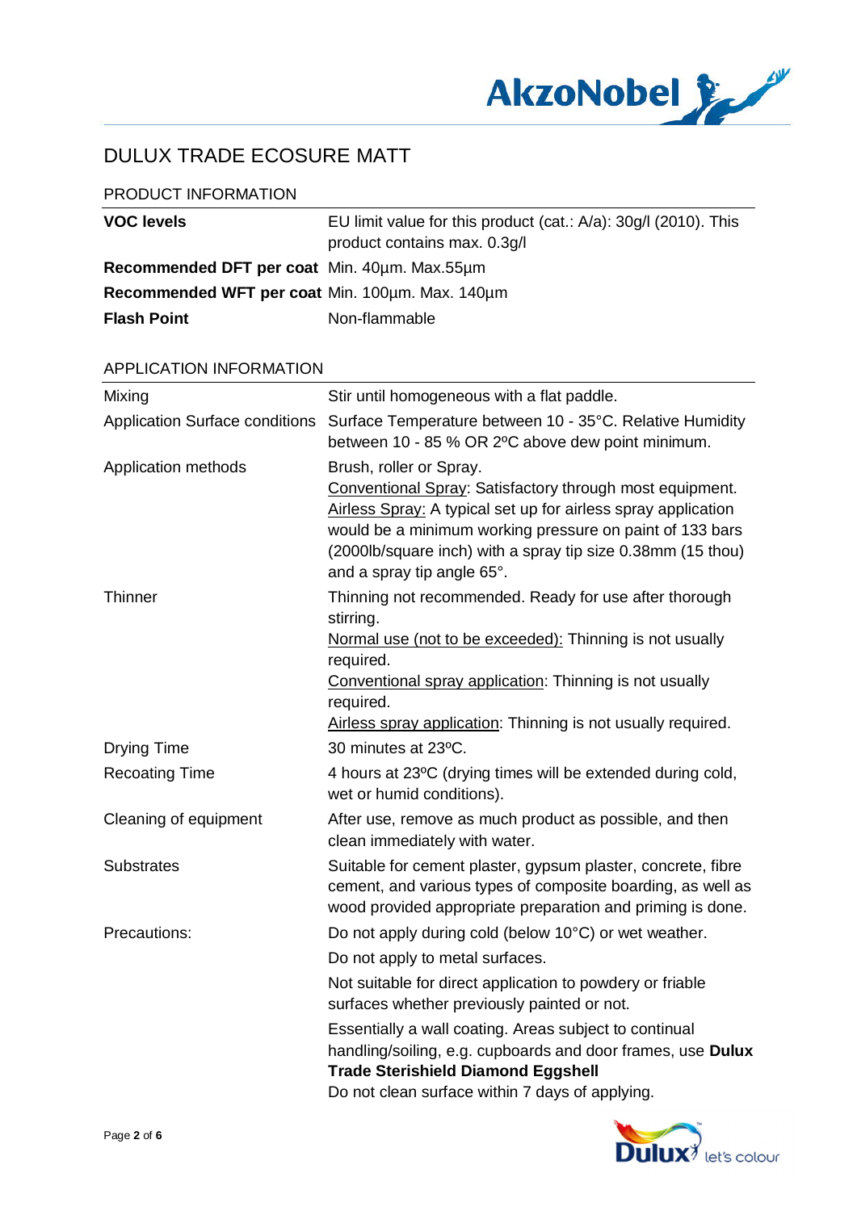# DULUX TRADE ECOSURE MATT

## PRODUCT INFORMATION

| | |
|---|---|
| **VOC levels** | EU limit value for this product (cat.: A/a): 30g/l (2010). This product contains max. 0.3g/l |
| **Recommended DFT per coat** | Min. 40µm. Max.55µm |
| **Recommended WFT per coat** | Min. 100µm. Max. 140µm |
| **Flash Point** | Non-flammable |

## APPLICATION INFORMATION

| | |
|---|---|
| Mixing | Stir until homogeneous with a flat paddle. |
| Application Surface conditions | Surface Temperature between 10 - 35°C. Relative Humidity between 10 - 85 % OR 2ºC above dew point minimum. |
| Application methods | Brush, roller or Spray.<br>Conventional Spray: Satisfactory through most equipment.<br>Airless Spray: A typical set up for airless spray application would be a minimum working pressure on paint of 133 bars (2000lb/square inch) with a spray tip size 0.38mm (15 thou) and a spray tip angle 65°. |
| Thinner | Thinning not recommended. Ready for use after thorough stirring.<br>Normal use (not to be exceeded): Thinning is not usually required.<br>Conventional spray application: Thinning is not usually required.<br>Airless spray application: Thinning is not usually required. |
| Drying Time | 30 minutes at 23ºC. |
| Recoating Time | 4 hours at 23ºC (drying times will be extended during cold, wet or humid conditions). |
| Cleaning of equipment | After use, remove as much product as possible, and then clean immediately with water. |
| Substrates | Suitable for cement plaster, gypsum plaster, concrete, fibre cement, and various types of composite boarding, as well as wood provided appropriate preparation and priming is done. |
| Precautions: | Do not apply during cold (below 10°C) or wet weather.<br>Do not apply to metal surfaces.<br>Not suitable for direct application to powdery or friable surfaces whether previously painted or not.<br>Essentially a wall coating. Areas subject to continual handling/soiling, e.g. cupboards and door frames, use **Dulux Trade Sterishield Diamond Eggshell**<br>Do not clean surface within 7 days of applying. |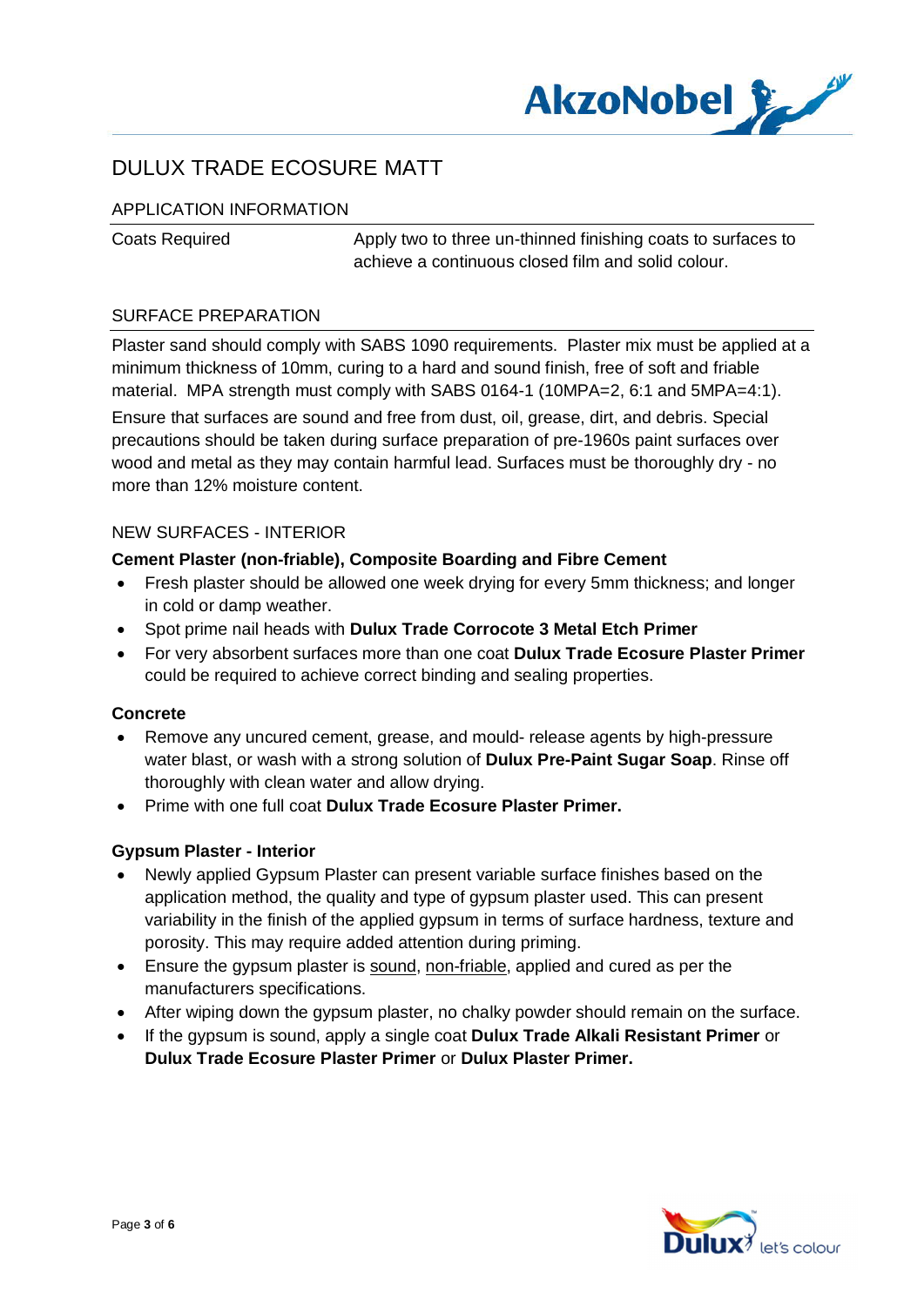# DULUX TRADE ECOSURE MATT

## APPLICATION INFORMATION

| Coats Required | Apply two to three un-thinned finishing coats to surfaces to achieve a continuous closed film and solid colour. |
|---|---|

## SURFACE PREPARATION

Plaster sand should comply with SABS 1090 requirements. Plaster mix must be applied at a minimum thickness of 10mm, curing to a hard and sound finish, free of soft and friable material. MPA strength must comply with SABS 0164-1 (10MPA=2, 6:1 and 5MPA=4:1).

Ensure that surfaces are sound and free from dust, oil, grease, dirt, and debris. Special precautions should be taken during surface preparation of pre-1960s paint surfaces over wood and metal as they may contain harmful lead. Surfaces must be thoroughly dry - no more than 12% moisture content.

## NEW SURFACES - INTERIOR

### Cement Plaster (non-friable), Composite Boarding and Fibre Cement

- Fresh plaster should be allowed one week drying for every 5mm thickness; and longer in cold or damp weather.
- Spot prime nail heads with **Dulux Trade Corrocote 3 Metal Etch Primer**
- For very absorbent surfaces more than one coat **Dulux Trade Ecosure Plaster Primer** could be required to achieve correct binding and sealing properties.

### Concrete

- Remove any uncured cement, grease, and mould- release agents by high-pressure water blast, or wash with a strong solution of **Dulux Pre-Paint Sugar Soap**. Rinse off thoroughly with clean water and allow drying.
- Prime with one full coat **Dulux Trade Ecosure Plaster Primer.**

### Gypsum Plaster - Interior

- Newly applied Gypsum Plaster can present variable surface finishes based on the application method, the quality and type of gypsum plaster used. This can present variability in the finish of the applied gypsum in terms of surface hardness, texture and porosity. This may require added attention during priming.
- Ensure the gypsum plaster is sound, non-friable, applied and cured as per the manufacturers specifications.
- After wiping down the gypsum plaster, no chalky powder should remain on the surface.
- If the gypsum is sound, apply a single coat **Dulux Trade Alkali Resistant Primer** or **Dulux Trade Ecosure Plaster Primer** or **Dulux Plaster Primer.**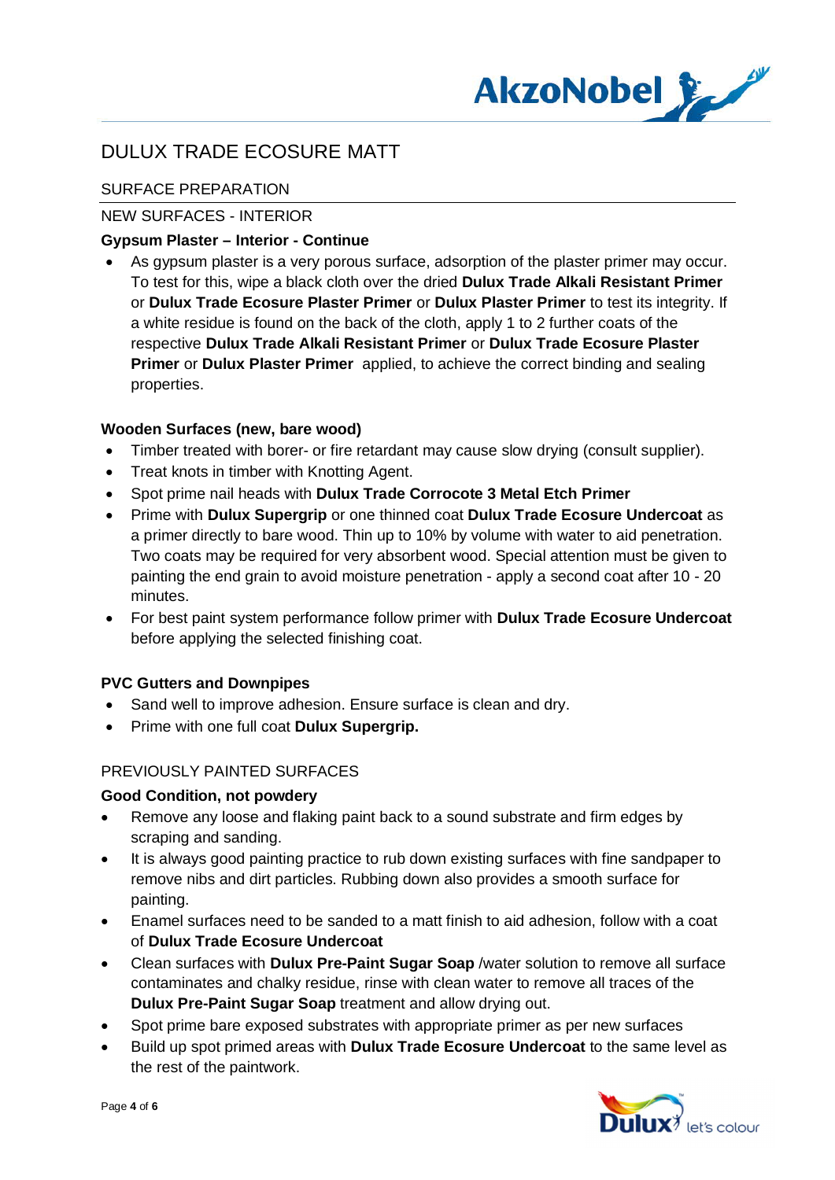# DULUX TRADE ECOSURE MATT

## SURFACE PREPARATION

### NEW SURFACES - INTERIOR

**Gypsum Plaster – Interior - Continue**

- As gypsum plaster is a very porous surface, adsorption of the plaster primer may occur. To test for this, wipe a black cloth over the dried **Dulux Trade Alkali Resistant Primer** or **Dulux Trade Ecosure Plaster Primer** or **Dulux Plaster Primer** to test its integrity. If a white residue is found on the back of the cloth, apply 1 to 2 further coats of the respective **Dulux Trade Alkali Resistant Primer** or **Dulux Trade Ecosure Plaster Primer** or **Dulux Plaster Primer** applied, to achieve the correct binding and sealing properties.

**Wooden Surfaces (new, bare wood)**

- Timber treated with borer- or fire retardant may cause slow drying (consult supplier).
- Treat knots in timber with Knotting Agent.
- Spot prime nail heads with **Dulux Trade Corrocote 3 Metal Etch Primer**
- Prime with **Dulux Supergrip** or one thinned coat **Dulux Trade Ecosure Undercoat** as a primer directly to bare wood. Thin up to 10% by volume with water to aid penetration. Two coats may be required for very absorbent wood. Special attention must be given to painting the end grain to avoid moisture penetration - apply a second coat after 10 - 20 minutes.
- For best paint system performance follow primer with **Dulux Trade Ecosure Undercoat** before applying the selected finishing coat.

**PVC Gutters and Downpipes**

- Sand well to improve adhesion. Ensure surface is clean and dry.
- Prime with one full coat **Dulux Supergrip.**

### PREVIOUSLY PAINTED SURFACES

**Good Condition, not powdery**

- Remove any loose and flaking paint back to a sound substrate and firm edges by scraping and sanding.
- It is always good painting practice to rub down existing surfaces with fine sandpaper to remove nibs and dirt particles. Rubbing down also provides a smooth surface for painting.
- Enamel surfaces need to be sanded to a matt finish to aid adhesion, follow with a coat of **Dulux Trade Ecosure Undercoat**
- Clean surfaces with **Dulux Pre-Paint Sugar Soap** /water solution to remove all surface contaminates and chalky residue, rinse with clean water to remove all traces of the **Dulux Pre-Paint Sugar Soap** treatment and allow drying out.
- Spot prime bare exposed substrates with appropriate primer as per new surfaces
- Build up spot primed areas with **Dulux Trade Ecosure Undercoat** to the same level as the rest of the paintwork.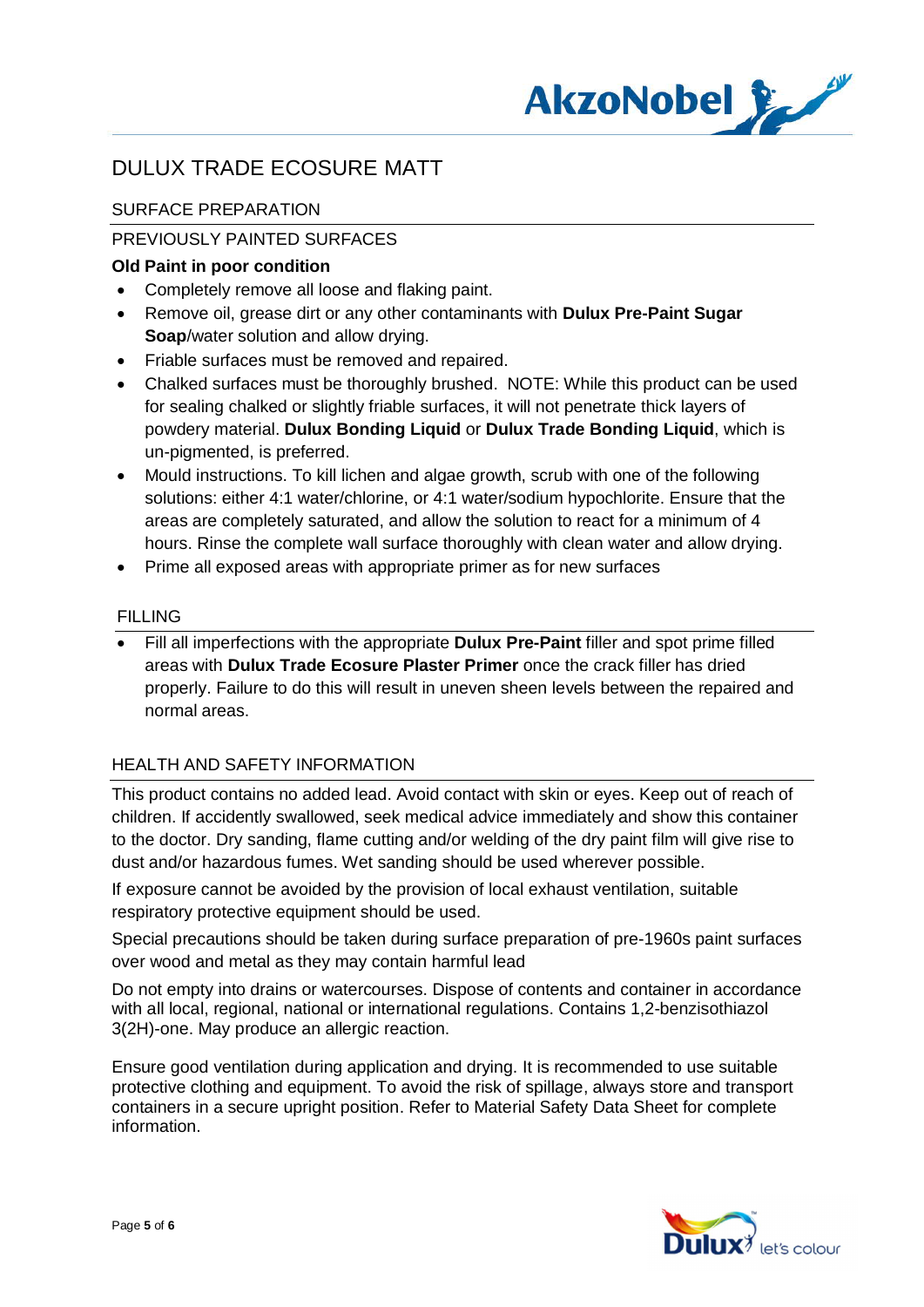# DULUX TRADE ECOSURE MATT

## SURFACE PREPARATION

### PREVIOUSLY PAINTED SURFACES

**Old Paint in poor condition**

- Completely remove all loose and flaking paint.
- Remove oil, grease dirt or any other contaminants with **Dulux Pre-Paint Sugar Soap**/water solution and allow drying.
- Friable surfaces must be removed and repaired.
- Chalked surfaces must be thoroughly brushed. NOTE: While this product can be used for sealing chalked or slightly friable surfaces, it will not penetrate thick layers of powdery material. **Dulux Bonding Liquid** or **Dulux Trade Bonding Liquid**, which is un-pigmented, is preferred.
- Mould instructions. To kill lichen and algae growth, scrub with one of the following solutions: either 4:1 water/chlorine, or 4:1 water/sodium hypochlorite. Ensure that the areas are completely saturated, and allow the solution to react for a minimum of 4 hours. Rinse the complete wall surface thoroughly with clean water and allow drying.
- Prime all exposed areas with appropriate primer as for new surfaces

### FILLING

- Fill all imperfections with the appropriate **Dulux Pre-Paint** filler and spot prime filled areas with **Dulux Trade Ecosure Plaster Primer** once the crack filler has dried properly. Failure to do this will result in uneven sheen levels between the repaired and normal areas.

## HEALTH AND SAFETY INFORMATION

This product contains no added lead. Avoid contact with skin or eyes. Keep out of reach of children. If accidently swallowed, seek medical advice immediately and show this container to the doctor. Dry sanding, flame cutting and/or welding of the dry paint film will give rise to dust and/or hazardous fumes. Wet sanding should be used wherever possible.

If exposure cannot be avoided by the provision of local exhaust ventilation, suitable respiratory protective equipment should be used.

Special precautions should be taken during surface preparation of pre-1960s paint surfaces over wood and metal as they may contain harmful lead

Do not empty into drains or watercourses. Dispose of contents and container in accordance with all local, regional, national or international regulations. Contains 1,2-benzisothiazol 3(2H)-one. May produce an allergic reaction.

Ensure good ventilation during application and drying. It is recommended to use suitable protective clothing and equipment. To avoid the risk of spillage, always store and transport containers in a secure upright position. Refer to Material Safety Data Sheet for complete information.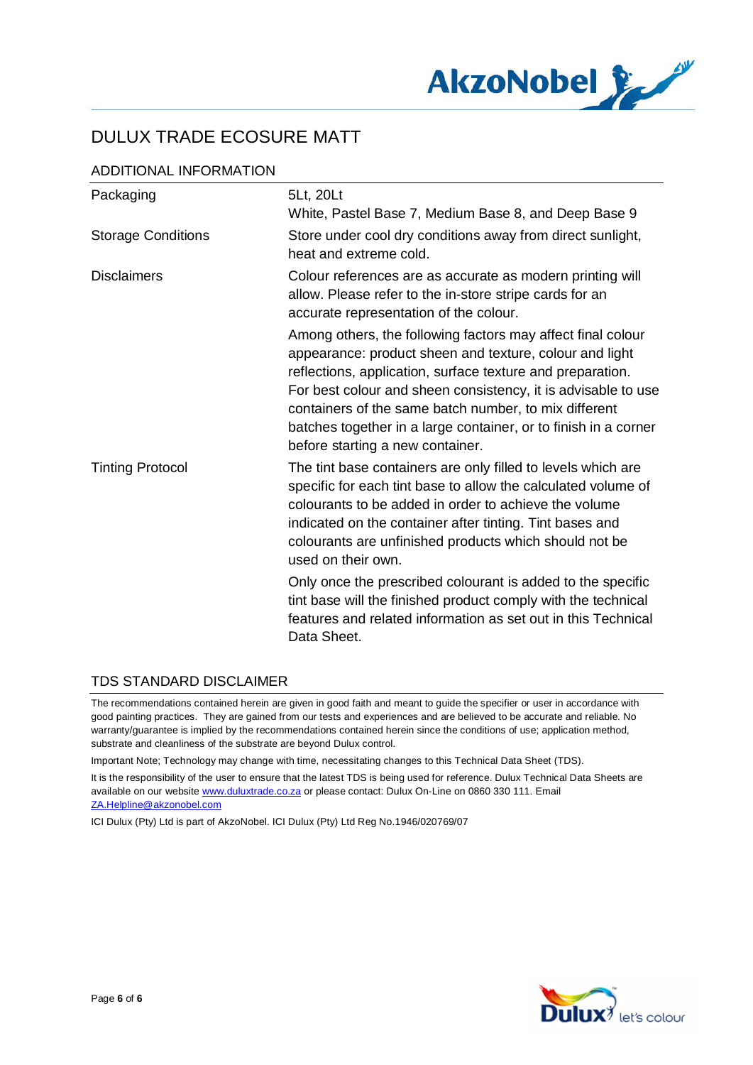# DULUX TRADE ECOSURE MATT

## ADDITIONAL INFORMATION

| | |
|---|---|
| Packaging | 5Lt, 20Lt<br>White, Pastel Base 7, Medium Base 8, and Deep Base 9 |
| Storage Conditions | Store under cool dry conditions away from direct sunlight, heat and extreme cold. |
| Disclaimers | Colour references are as accurate as modern printing will allow. Please refer to the in-store stripe cards for an accurate representation of the colour.<br>Among others, the following factors may affect final colour appearance: product sheen and texture, colour and light reflections, application, surface texture and preparation. For best colour and sheen consistency, it is advisable to use containers of the same batch number, to mix different batches together in a large container, or to finish in a corner before starting a new container. |
| Tinting Protocol | The tint base containers are only filled to levels which are specific for each tint base to allow the calculated volume of colourants to be added in order to achieve the volume indicated on the container after tinting. Tint bases and colourants are unfinished products which should not be used on their own.<br>Only once the prescribed colourant is added to the specific tint base will the finished product comply with the technical features and related information as set out in this Technical Data Sheet. |

## TDS STANDARD DISCLAIMER

The recommendations contained herein are given in good faith and meant to guide the specifier or user in accordance with good painting practices. They are gained from our tests and experiences and are believed to be accurate and reliable. No warranty/guarantee is implied by the recommendations contained herein since the conditions of use; application method, substrate and cleanliness of the substrate are beyond Dulux control.

Important Note; Technology may change with time, necessitating changes to this Technical Data Sheet (TDS).

It is the responsibility of the user to ensure that the latest TDS is being used for reference. Dulux Technical Data Sheets are available on our website www.duluxtrade.co.za or please contact: Dulux On-Line on 0860 330 111. Email ZA.Helpline@akzonobel.com

ICI Dulux (Pty) Ltd is part of AkzoNobel. ICI Dulux (Pty) Ltd Reg No.1946/020769/07